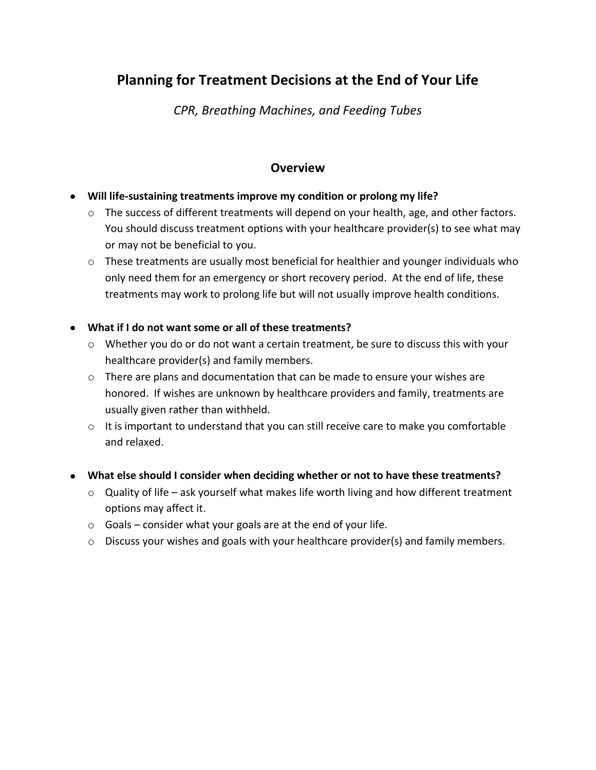# Planning for Treatment Decisions at the End of Your Life

*CPR, Breathing Machines, and Feeding Tubes*

## Overview

- **Will life-sustaining treatments improve my condition or prolong my life?**
  - The success of different treatments will depend on your health, age, and other factors. You should discuss treatment options with your healthcare provider(s) to see what may or may not be beneficial to you.
  - These treatments are usually most beneficial for healthier and younger individuals who only need them for an emergency or short recovery period. At the end of life, these treatments may work to prolong life but will not usually improve health conditions.

- **What if I do not want some or all of these treatments?**
  - Whether you do or do not want a certain treatment, be sure to discuss this with your healthcare provider(s) and family members.
  - There are plans and documentation that can be made to ensure your wishes are honored. If wishes are unknown by healthcare providers and family, treatments are usually given rather than withheld.
  - It is important to understand that you can still receive care to make you comfortable and relaxed.

- **What else should I consider when deciding whether or not to have these treatments?**
  - Quality of life – ask yourself what makes life worth living and how different treatment options may affect it.
  - Goals – consider what your goals are at the end of your life.
  - Discuss your wishes and goals with your healthcare provider(s) and family members.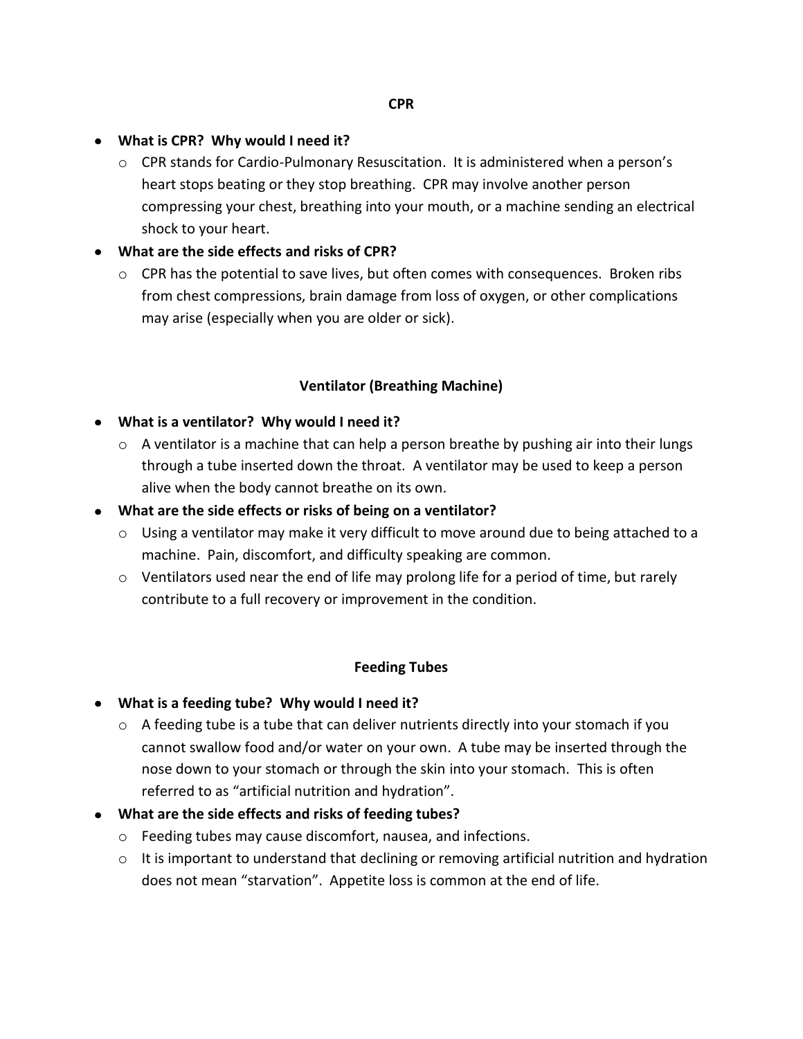## CPR

- **What is CPR? Why would I need it?**
  - CPR stands for Cardio-Pulmonary Resuscitation. It is administered when a person's heart stops beating or they stop breathing. CPR may involve another person compressing your chest, breathing into your mouth, or a machine sending an electrical shock to your heart.
- **What are the side effects and risks of CPR?**
  - CPR has the potential to save lives, but often comes with consequences. Broken ribs from chest compressions, brain damage from loss of oxygen, or other complications may arise (especially when you are older or sick).

## Ventilator (Breathing Machine)

- **What is a ventilator? Why would I need it?**
  - A ventilator is a machine that can help a person breathe by pushing air into their lungs through a tube inserted down the throat. A ventilator may be used to keep a person alive when the body cannot breathe on its own.
- **What are the side effects or risks of being on a ventilator?**
  - Using a ventilator may make it very difficult to move around due to being attached to a machine. Pain, discomfort, and difficulty speaking are common.
  - Ventilators used near the end of life may prolong life for a period of time, but rarely contribute to a full recovery or improvement in the condition.

## Feeding Tubes

- **What is a feeding tube? Why would I need it?**
  - A feeding tube is a tube that can deliver nutrients directly into your stomach if you cannot swallow food and/or water on your own. A tube may be inserted through the nose down to your stomach or through the skin into your stomach. This is often referred to as "artificial nutrition and hydration".
- **What are the side effects and risks of feeding tubes?**
  - Feeding tubes may cause discomfort, nausea, and infections.
  - It is important to understand that declining or removing artificial nutrition and hydration does not mean "starvation". Appetite loss is common at the end of life.